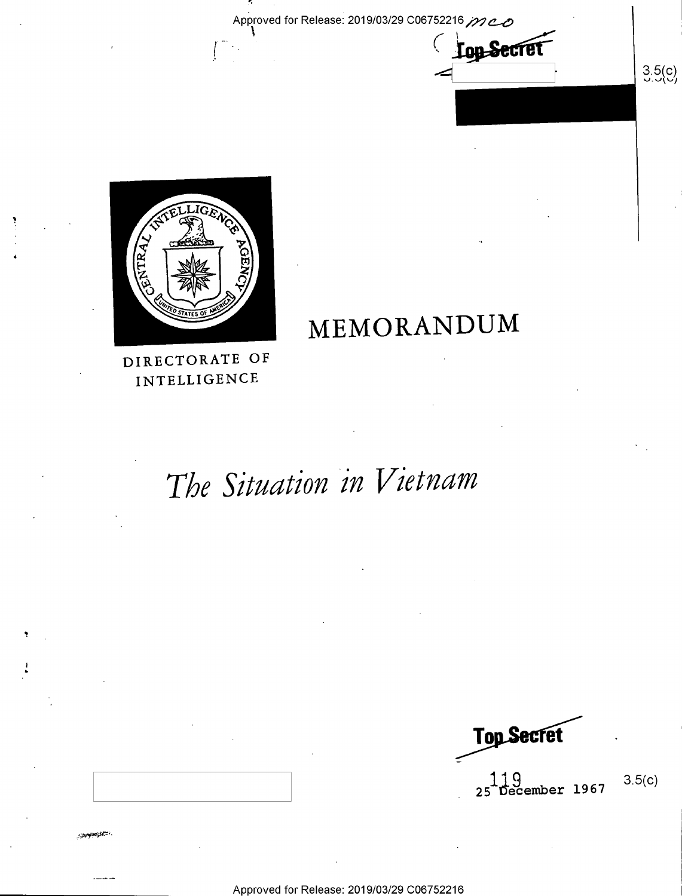Approved for Release: 2019/03/29 C06752216

Top Secret

3.5(c)

MEMORANDUM

DIRECTORATE OF INTELLIGENCE

# *The Situation in Vietnam*

Top Secret

119

25 December 1967

3.5(c)

Approved for Release: 2019/03/29 C06752216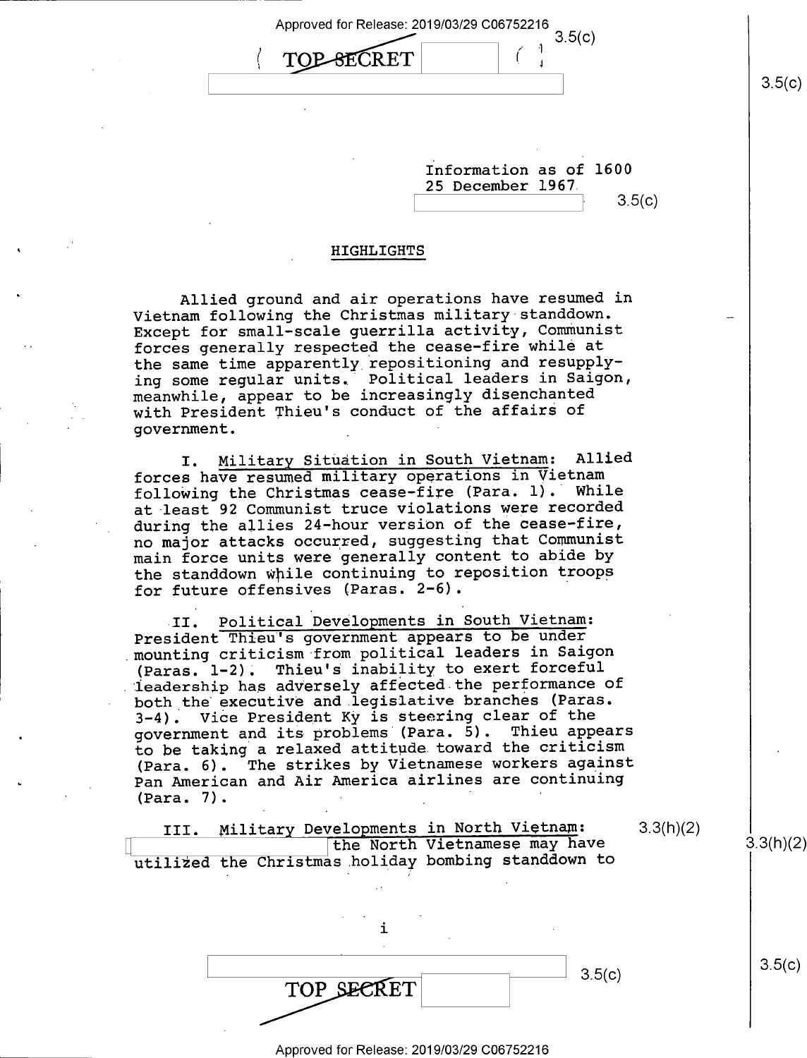Information as of 1600
25 December 1967

## HIGHLIGHTS

Allied ground and air operations have resumed in Vietnam following the Christmas military standdown. Except for small-scale guerrilla activity, Communist forces generally respected the cease-fire while at the same time apparently repositioning and resupplying some regular units. Political leaders in Saigon, meanwhile, appear to be increasingly disenchanted with President Thieu's conduct of the affairs of government.

I. Military Situation in South Vietnam: Allied forces have resumed military operations in Vietnam following the Christmas cease-fire (Para. 1). While at least 92 Communist truce violations were recorded during the allies 24-hour version of the cease-fire, no major attacks occurred, suggesting that Communist main force units were generally content to abide by the standdown while continuing to reposition troops for future offensives (Paras. 2-6).

II. Political Developments in South Vietnam: President Thieu's government appears to be under mounting criticism from political leaders in Saigon (Paras. 1-2). Thieu's inability to exert forceful leadership has adversely affected the performance of both the executive and legislative branches (Paras. 3-4). Vice President Ky is steering clear of the government and its problems (Para. 5). Thieu appears to be taking a relaxed attitude toward the criticism (Para. 6). The strikes by Vietnamese workers against Pan American and Air America airlines are continuing (Para. 7).

III. Military Developments in North Vietnam: [redacted] the North Vietnamese may have utilized the Christmas holiday bombing standdown to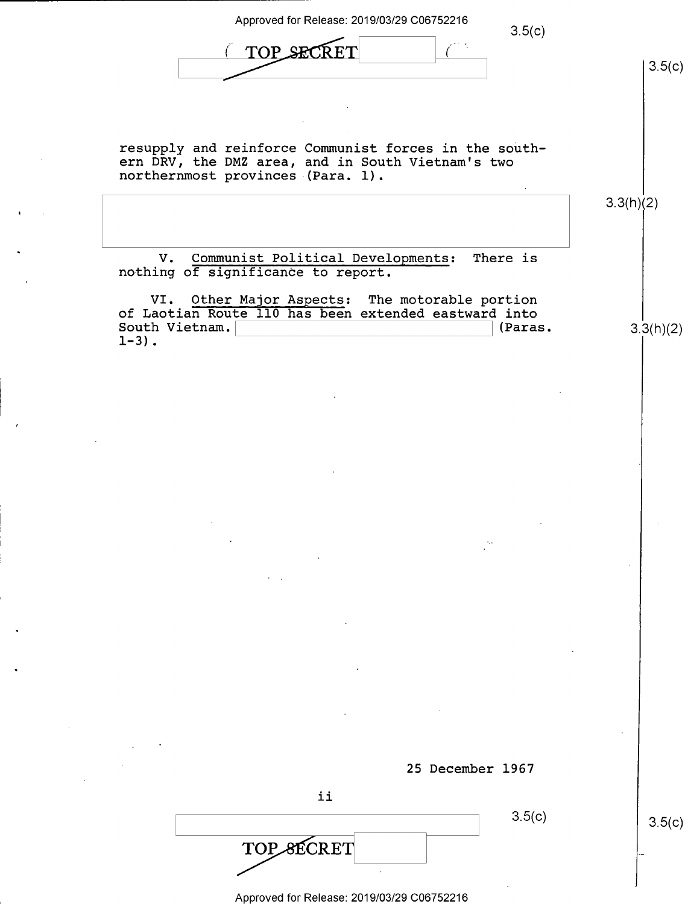resupply and reinforce Communist forces in the southern DRV, the DMZ area, and in South Vietnam's two northernmost provinces (Para. 1).

V. Communist Political Developments: There is nothing of significance to report.

VI. Other Major Aspects: The motorable portion of Laotian Route 110 has been extended eastward into South Vietnam. (Paras. 1-3).

25 December 1967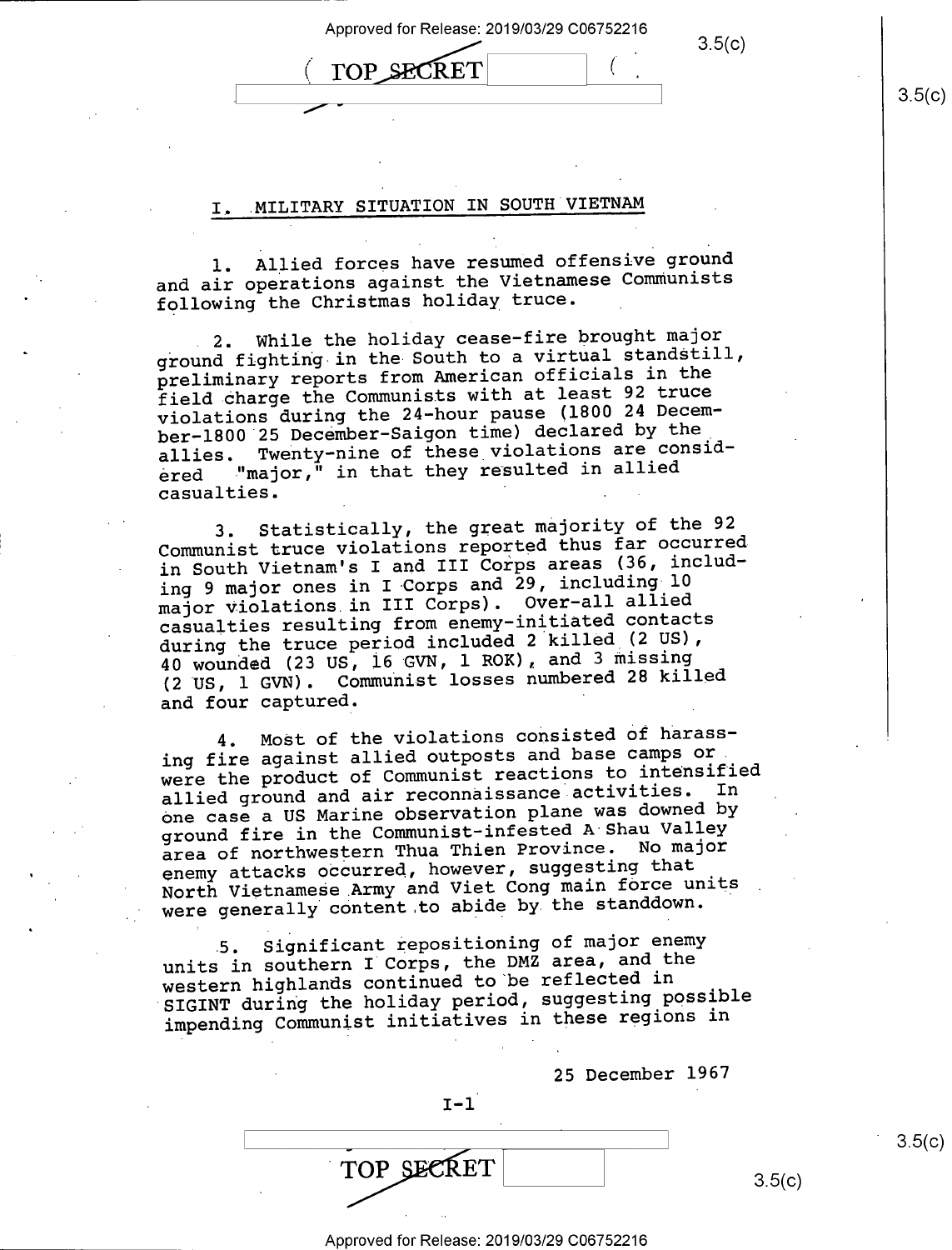## I. MILITARY SITUATION IN SOUTH VIETNAM

1. Allied forces have resumed offensive ground and air operations against the Vietnamese Communists following the Christmas holiday truce.

2. While the holiday cease-fire brought major ground fighting in the South to a virtual standstill, preliminary reports from American officials in the field charge the Communists with at least 92 truce violations during the 24-hour pause (1800 24 December-1800 25 December-Saigon time) declared by the allies. Twenty-nine of these violations are considered "major," in that they resulted in allied casualties.

3. Statistically, the great majority of the 92 Communist truce violations reported thus far occurred in South Vietnam's I and III Corps areas (36, including 9 major ones in I Corps and 29, including 10 major violations in III Corps). Over-all allied casualties resulting from enemy-initiated contacts during the truce period included 2 killed (2 US), 40 wounded (23 US, 16 GVN, 1 ROK), and 3 missing (2 US, 1 GVN). Communist losses numbered 28 killed and four captured.

4. Most of the violations consisted of harassing fire against allied outposts and base camps or were the product of Communist reactions to intensified allied ground and air reconnaissance activities. In one case a US Marine observation plane was downed by ground fire in the Communist-infested A Shau Valley area of northwestern Thua Thien Province. No major enemy attacks occurred, however, suggesting that North Vietnamese Army and Viet Cong main force units were generally content to abide by the standdown.

5. Significant repositioning of major enemy units in southern I Corps, the DMZ area, and the western highlands continued to be reflected in SIGINT during the holiday period, suggesting possible impending Communist initiatives in these regions in

25 December 1967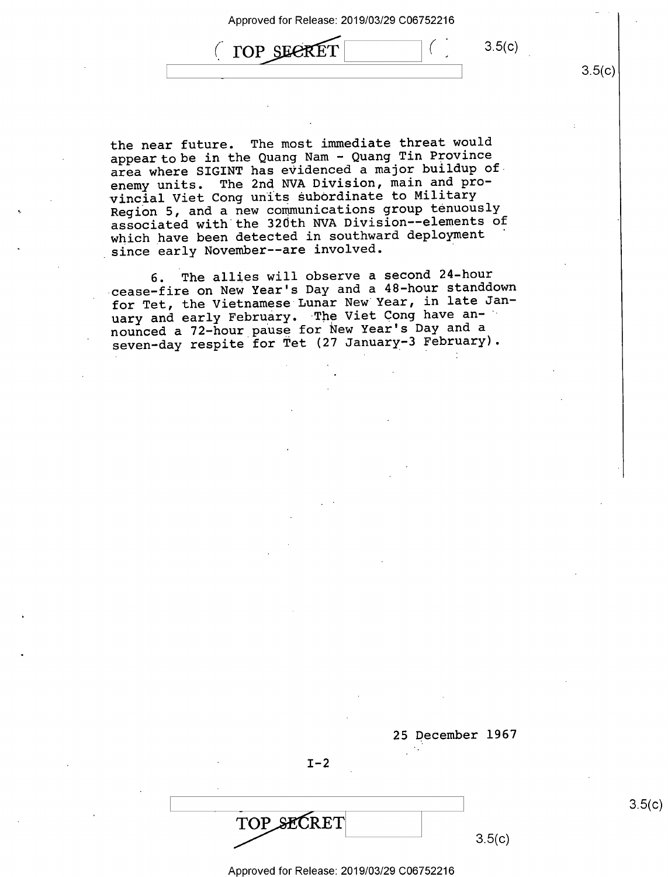the near future. The most immediate threat would appear to be in the Quang Nam - Quang Tin Province area where SIGINT has evidenced a major buildup of enemy units. The 2nd NVA Division, main and provincial Viet Cong units subordinate to Military Region 5, and a new communications group tenuously associated with the 320th NVA Division--elements of which have been detected in southward deployment since early November--are involved.

6. The allies will observe a second 24-hour cease-fire on New Year's Day and a 48-hour standdown for Tet, the Vietnamese Lunar New Year, in late January and early February. The Viet Cong have announced a 72-hour pause for New Year's Day and a seven-day respite for Tet (27 January-3 February).

25 December 1967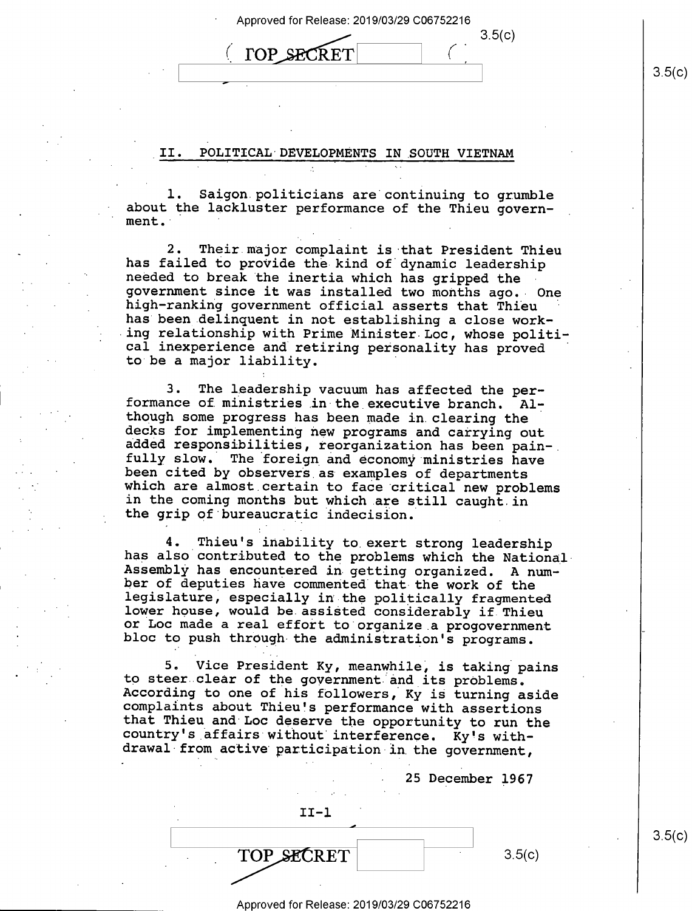## II. POLITICAL DEVELOPMENTS IN SOUTH VIETNAM

1. Saigon politicians are continuing to grumble about the lackluster performance of the Thieu government.

2. Their major complaint is that President Thieu has failed to provide the kind of dynamic leadership needed to break the inertia which has gripped the government since it was installed two months ago. One high-ranking government official asserts that Thieu has been delinquent in not establishing a close working relationship with Prime Minister Loc, whose political inexperience and retiring personality has proved to be a major liability.

3. The leadership vacuum has affected the performance of ministries in the executive branch. Although some progress has been made in clearing the decks for implementing new programs and carrying out added responsibilities, reorganization has been painfully slow. The foreign and economy ministries have been cited by observers as examples of departments which are almost certain to face critical new problems in the coming months but which are still caught in the grip of bureaucratic indecision.

4. Thieu's inability to exert strong leadership has also contributed to the problems which the National Assembly has encountered in getting organized. A number of deputies have commented that the work of the legislature, especially in the politically fragmented lower house, would be assisted considerably if Thieu or Loc made a real effort to organize a progovernment bloc to push through the administration's programs.

5. Vice President Ky, meanwhile, is taking pains to steer clear of the government and its problems. According to one of his followers, Ky is turning aside complaints about Thieu's performance with assertions that Thieu and Loc deserve the opportunity to run the country's affairs without interference. Ky's withdrawal from active participation in the government,

25 December 1967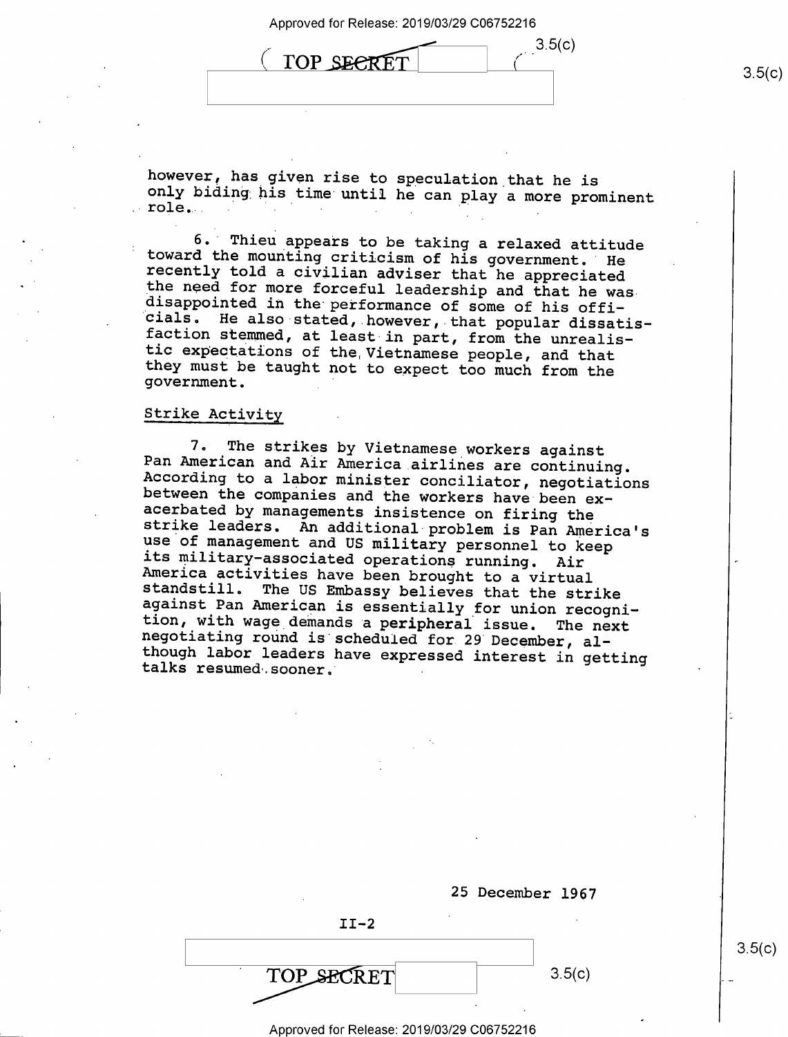however, has given rise to speculation that he is only biding his time until he can play a more prominent role.

6. Thieu appears to be taking a relaxed attitude toward the mounting criticism of his government. He recently told a civilian adviser that he appreciated the need for more forceful leadership and that he was disappointed in the performance of some of his officials. He also stated, however, that popular dissatisfaction stemmed, at least in part, from the unrealistic expectations of the Vietnamese people, and that they must be taught not to expect too much from the government.

## Strike Activity

7. The strikes by Vietnamese workers against Pan American and Air America airlines are continuing. According to a labor minister conciliator, negotiations between the companies and the workers have been exacerbated by managements insistence on firing the strike leaders. An additional problem is Pan America's use of management and US military personnel to keep its military-associated operations running. Air America activities have been brought to a virtual standstill. The US Embassy believes that the strike against Pan American is essentially for union recognition, with wage demands a peripheral issue. The next negotiating round is scheduled for 29 December, although labor leaders have expressed interest in getting talks resumed sooner.

25 December 1967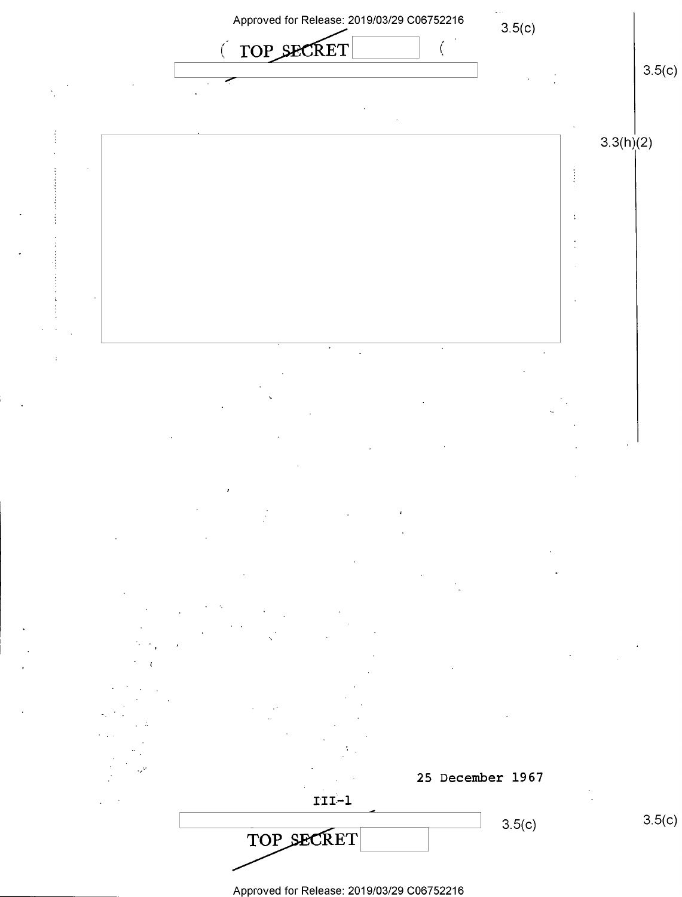TOP SECRET

3.5(c)

3.3(h)(2)

25 December 1967

III-1

TOP SECRET

3.5(c)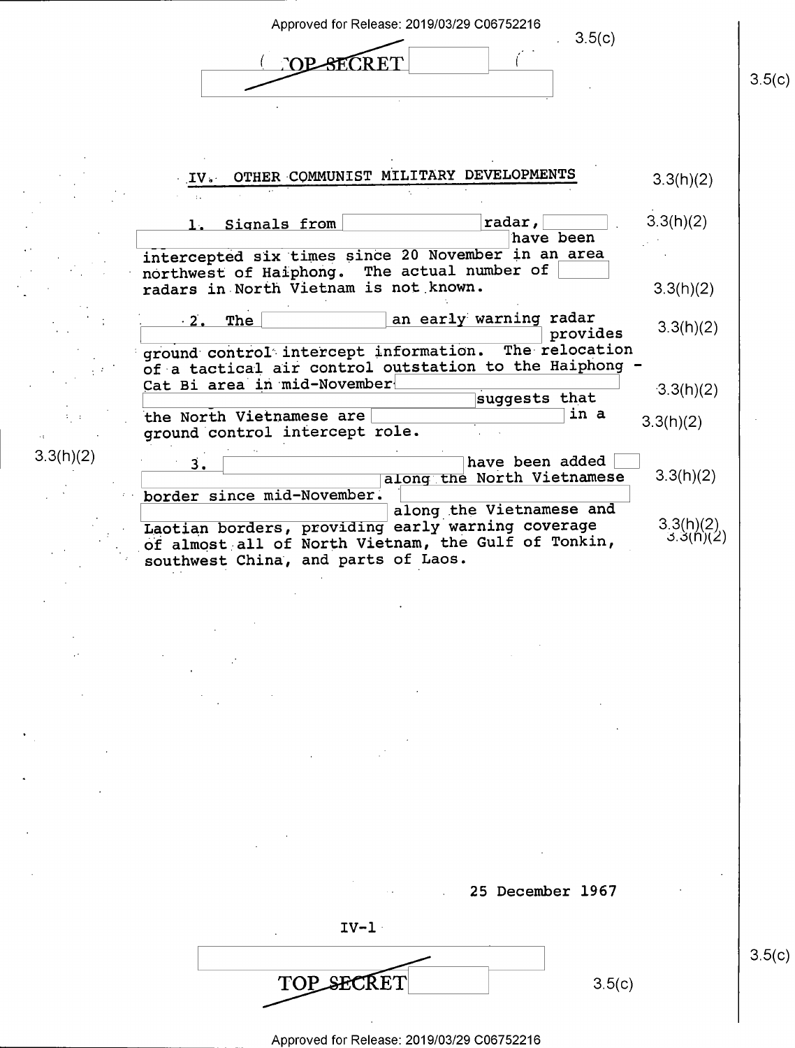## IV. OTHER COMMUNIST MILITARY DEVELOPMENTS

1. Signals from [redacted] radar, [redacted] have been intercepted six times since 20 November in an area northwest of Haiphong. The actual number of [redacted] radars in North Vietnam is not known.

2. The [redacted] an early warning radar [redacted] provides ground control intercept information. The relocation of a tactical air control outstation to the Haiphong - Cat Bi area in mid-November [redacted] suggests that the North Vietnamese are [redacted] in a ground control intercept role.

3. [redacted] have been added [redacted] along the North Vietnamese border since mid-November. [redacted] along the Vietnamese and Laotian borders, providing early warning coverage of almost all of North Vietnam, the Gulf of Tonkin, southwest China, and parts of Laos.

25 December 1967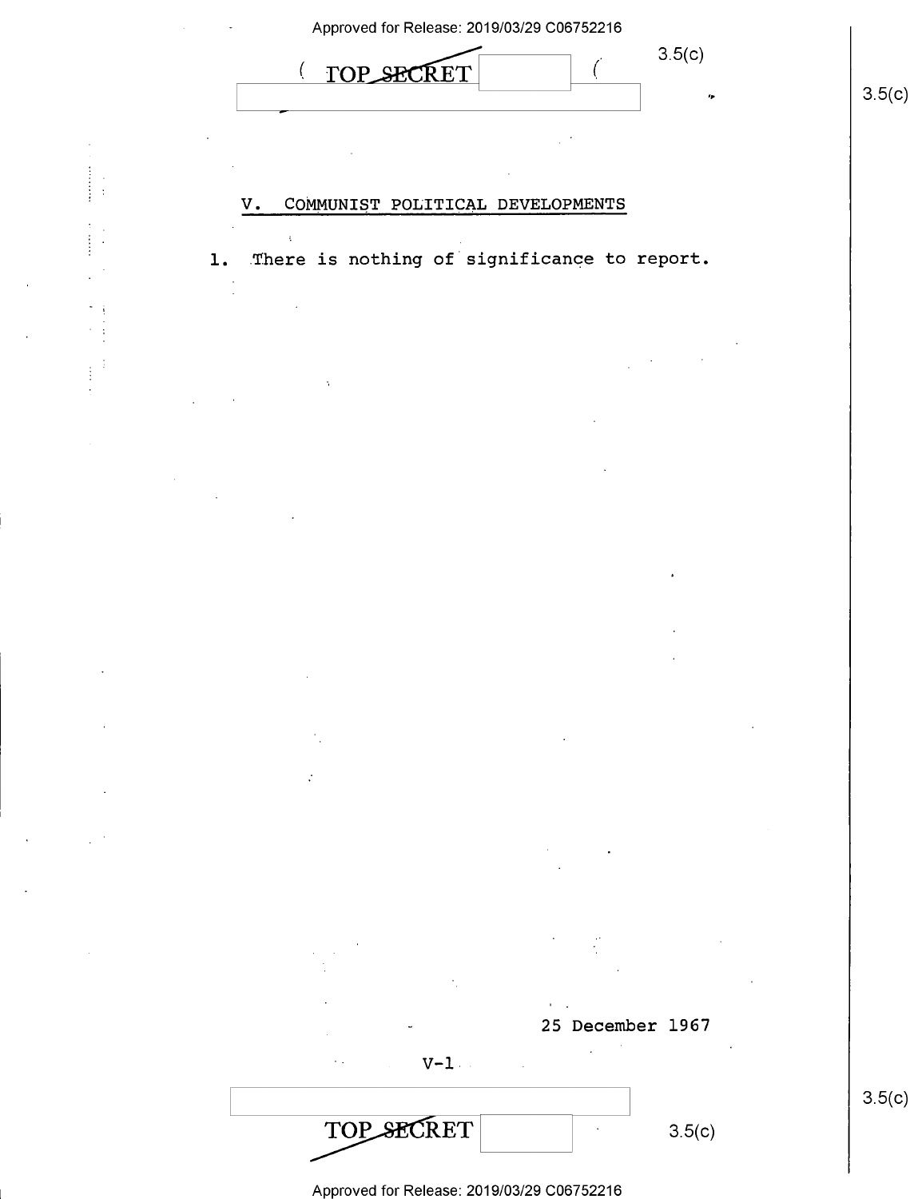## V. COMMUNIST POLITICAL DEVELOPMENTS

1. There is nothing of significance to report.

25 December 1967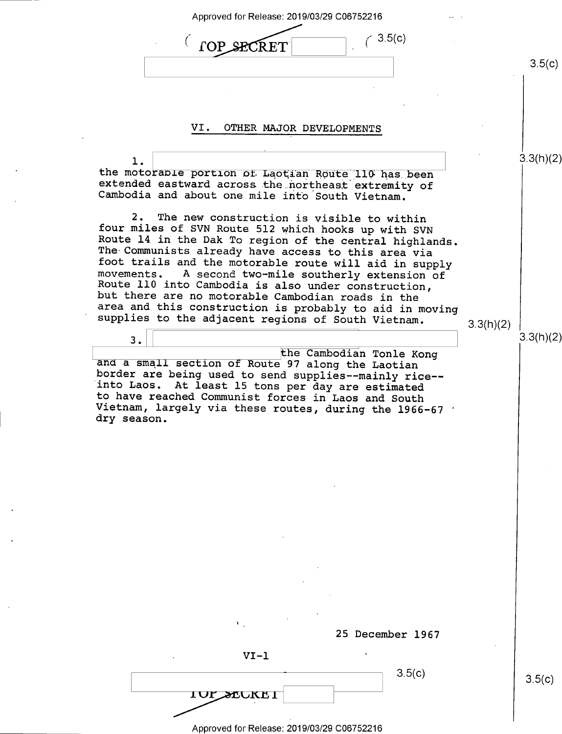## VI. OTHER MAJOR DEVELOPMENTS

1. [redacted] the motorable portion of Laotian Route 110 has been extended eastward across the northeast extremity of Cambodia and about one mile into South Vietnam.

2. The new construction is visible to within four miles of SVN Route 512 which hooks up with SVN Route 14 in the Dak To region of the central highlands. The Communists already have access to this area via foot trails and the motorable route will aid in supply movements. A second two-mile southerly extension of Route 110 into Cambodia is also under construction, but there are no motorable Cambodian roads in the area and this construction is probably to aid in moving supplies to the adjacent regions of South Vietnam.

3. [redacted] the Cambodian Tonle Kong and a small section of Route 97 along the Laotian border are being used to send supplies--mainly rice--into Laos. At least 15 tons per day are estimated to have reached Communist forces in Laos and South Vietnam, largely via these routes, during the 1966-67 dry season.

25 December 1967

VI-1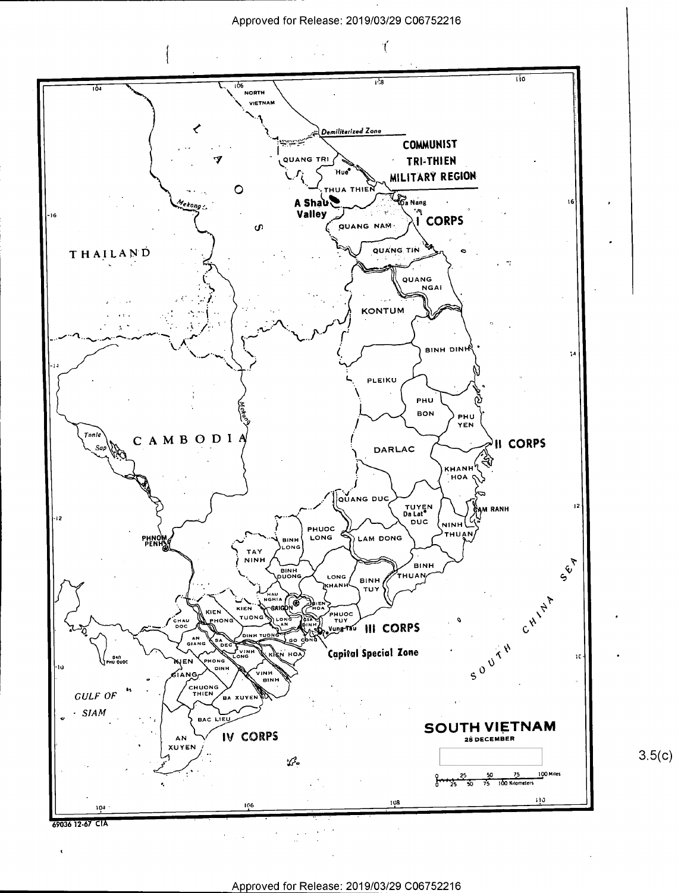**SOUTH VIETNAM**

25 DECEMBER

3.5(c)

69036 12-67 CIA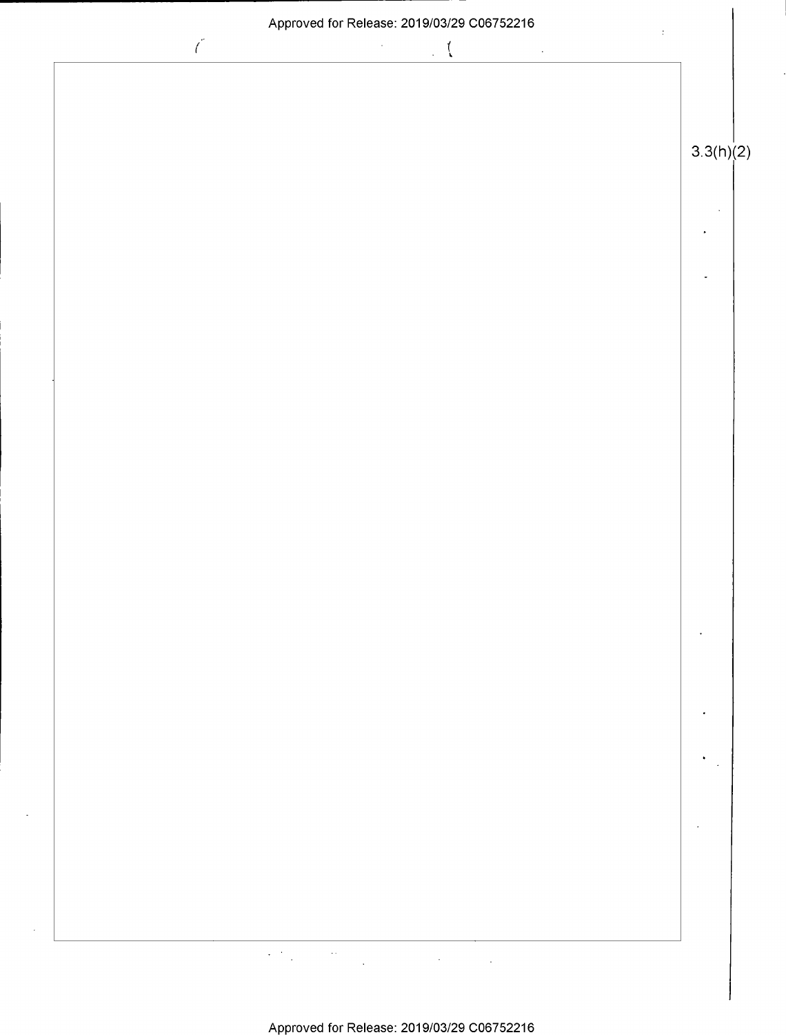3.3(h)(2)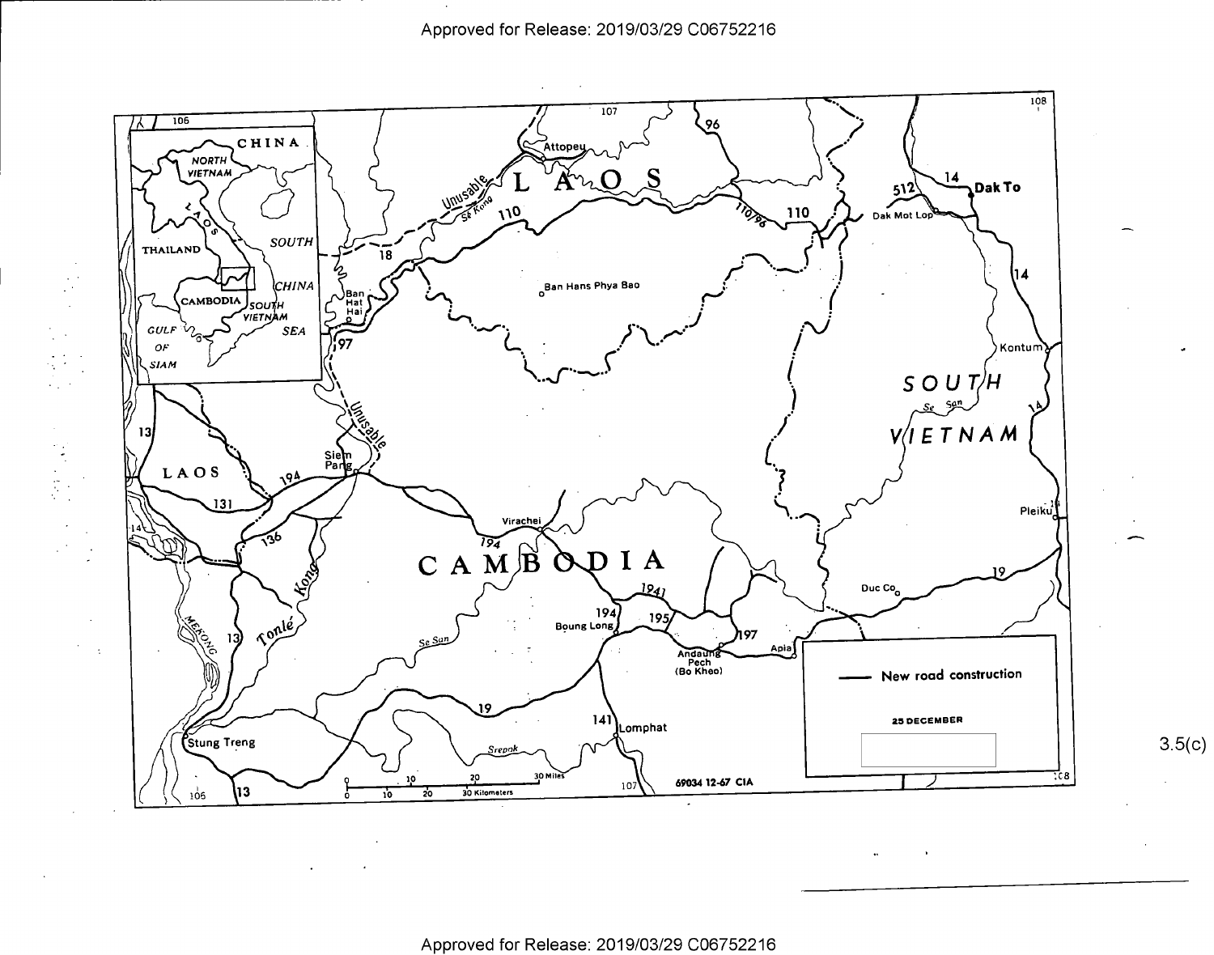New road construction

25 DECEMBER

69034 12-67 CIA

3.5(c)